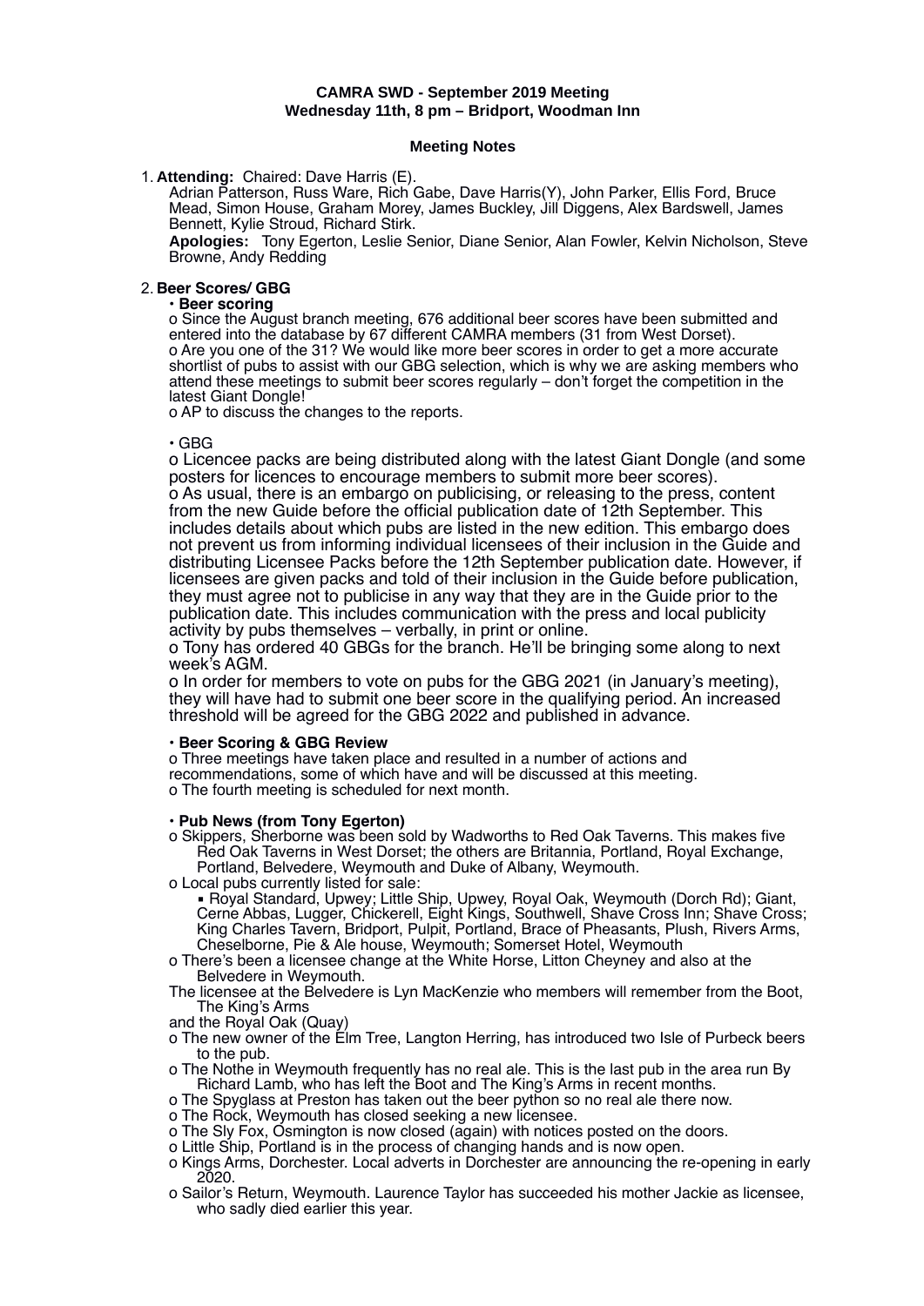**CAMRA SWD - September 2019 Meeting**
**Wednesday 11th, 8 pm – Bridport, Woodman Inn**

**Meeting Notes**

1. **Attending:** Chaired: Dave Harris (E).
   Adrian Patterson, Russ Ware, Rich Gabe, Dave Harris(Y), John Parker, Ellis Ford, Bruce Mead, Simon House, Graham Morey, James Buckley, Jill Diggens, Alex Bardswell, James Bennett, Kylie Stroud, Richard Stirk.
   **Apologies:** Tony Egerton, Leslie Senior, Diane Senior, Alan Fowler, Kelvin Nicholson, Steve Browne, Andy Redding

2. **Beer Scores/ GBG**
   - **Beer scoring**
     - o Since the August branch meeting, 676 additional beer scores have been submitted and entered into the database by 67 different CAMRA members (31 from West Dorset).
     - o Are you one of the 31? We would like more beer scores in order to get a more accurate shortlist of pubs to assist with our GBG selection, which is why we are asking members who attend these meetings to submit beer scores regularly – don't forget the competition in the latest Giant Dongle!
     - o AP to discuss the changes to the reports.

   - GBG
     - o Licencee packs are being distributed along with the latest Giant Dongle (and some posters for licences to encourage members to submit more beer scores).
     - o As usual, there is an embargo on publicising, or releasing to the press, content from the new Guide before the official publication date of 12th September. This includes details about which pubs are listed in the new edition. This embargo does not prevent us from informing individual licensees of their inclusion in the Guide and distributing Licensee Packs before the 12th September publication date. However, if licensees are given packs and told of their inclusion in the Guide before publication, they must agree not to publicise in any way that they are in the Guide prior to the publication date. This includes communication with the press and local publicity activity by pubs themselves – verbally, in print or online.
     - o Tony has ordered 40 GBGs for the branch. He'll be bringing some along to next week's AGM.
     - o In order for members to vote on pubs for the GBG 2021 (in January's meeting), they will have had to submit one beer score in the qualifying period. An increased threshold will be agreed for the GBG 2022 and published in advance.

   - **Beer Scoring & GBG Review**
     - o Three meetings have taken place and resulted in a number of actions and recommendations, some of which have and will be discussed at this meeting.
     - o The fourth meeting is scheduled for next month.

   - **Pub News (from Tony Egerton)**
     - o Skippers, Sherborne was been sold by Wadworths to Red Oak Taverns. This makes five Red Oak Taverns in West Dorset; the others are Britannia, Portland, Royal Exchange, Portland, Belvedere, Weymouth and Duke of Albany, Weymouth.
     - o Local pubs currently listed for sale:
       - ▪ Royal Standard, Upwey; Little Ship, Upwey, Royal Oak, Weymouth (Dorch Rd); Giant, Cerne Abbas, Lugger, Chickerell, Eight Kings, Southwell, Shave Cross Inn; Shave Cross; King Charles Tavern, Bridport, Pulpit, Portland, Brace of Pheasants, Plush, Rivers Arms, Cheselborne, Pie & Ale house, Weymouth; Somerset Hotel, Weymouth
     - o There's been a licensee change at the White Horse, Litton Cheyney and also at the Belvedere in Weymouth.
       The licensee at the Belvedere is Lyn MacKenzie who members will remember from the Boot, The King's Arms
       and the Royal Oak (Quay)
     - o The new owner of the Elm Tree, Langton Herring, has introduced two Isle of Purbeck beers to the pub.
     - o The Nothe in Weymouth frequently has no real ale. This is the last pub in the area run By Richard Lamb, who has left the Boot and The King's Arms in recent months.
     - o The Spyglass at Preston has taken out the beer python so no real ale there now.
     - o The Rock, Weymouth has closed seeking a new licensee.
     - o The Sly Fox, Osmington is now closed (again) with notices posted on the doors.
     - o Little Ship, Portland is in the process of changing hands and is now open.
     - o Kings Arms, Dorchester. Local adverts in Dorchester are announcing the re-opening in early 2020.
     - o Sailor's Return, Weymouth. Laurence Taylor has succeeded his mother Jackie as licensee, who sadly died earlier this year.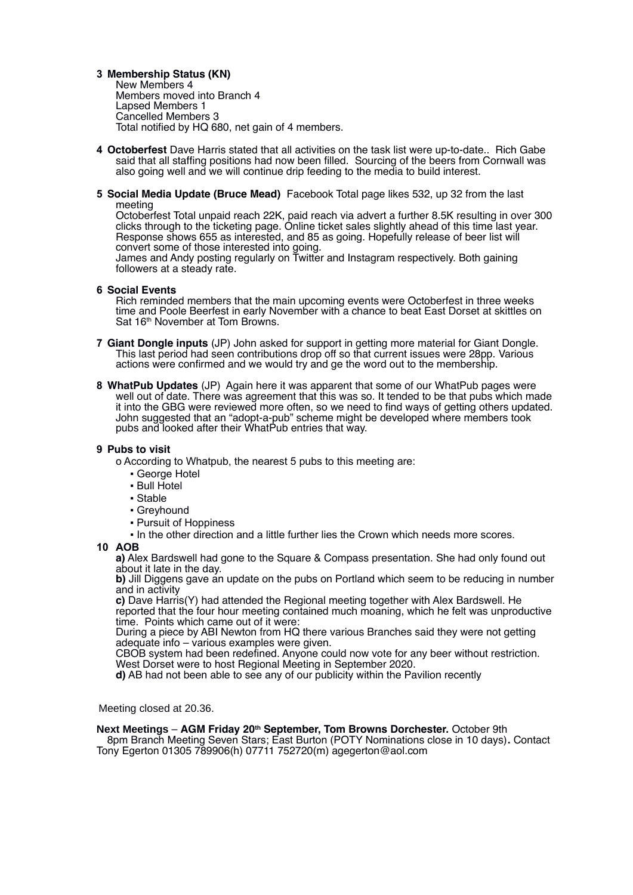**3 Membership Status (KN)**

New Members 4
Members moved into Branch 4
Lapsed Members 1
Cancelled Members 3
Total notified by HQ 680, net gain of 4 members.

**4 Octoberfest** Dave Harris stated that all activities on the task list were up-to-date.. Rich Gabe said that all staffing positions had now been filled. Sourcing of the beers from Cornwall was also going well and we will continue drip feeding to the media to build interest.

**5 Social Media Update (Bruce Mead)** Facebook Total page likes 532, up 32 from the last meeting

Octoberfest Total unpaid reach 22K, paid reach via advert a further 8.5K resulting in over 300 clicks through to the ticketing page. Online ticket sales slightly ahead of this time last year. Response shows 655 as interested, and 85 as going. Hopefully release of beer list will convert some of those interested into going.

James and Andy posting regularly on Twitter and Instagram respectively. Both gaining followers at a steady rate.

**6 Social Events**

Rich reminded members that the main upcoming events were Octoberfest in three weeks time and Poole Beerfest in early November with a chance to beat East Dorset at skittles on Sat 16th November at Tom Browns.

**7 Giant Dongle inputs** (JP) John asked for support in getting more material for Giant Dongle. This last period had seen contributions drop off so that current issues were 28pp. Various actions were confirmed and we would try and ge the word out to the membership.

**8 WhatPub Updates** (JP) Again here it was apparent that some of our WhatPub pages were well out of date. There was agreement that this was so. It tended to be that pubs which made it into the GBG were reviewed more often, so we need to find ways of getting others updated. John suggested that an "adopt-a-pub" scheme might be developed where members took pubs and looked after their WhatPub entries that way.

**9 Pubs to visit**

- According to Whatpub, the nearest 5 pubs to this meeting are:
  - George Hotel
  - Bull Hotel
  - Stable
  - Greyhound
  - Pursuit of Hoppiness
  - In the other direction and a little further lies the Crown which needs more scores.

**10 AOB**

**a)** Alex Bardswell had gone to the Square & Compass presentation. She had only found out about it late in the day.

**b)** Jill Diggens gave an update on the pubs on Portland which seem to be reducing in number and in activity

**c)** Dave Harris(Y) had attended the Regional meeting together with Alex Bardswell. He reported that the four hour meeting contained much moaning, which he felt was unproductive time. Points which came out of it were:

During a piece by ABI Newton from HQ there various Branches said they were not getting adequate info – various examples were given.

CBOB system had been redefined. Anyone could now vote for any beer without restriction.

West Dorset were to host Regional Meeting in September 2020.

**d)** AB had not been able to see any of our publicity within the Pavilion recently

Meeting closed at 20.36.

**Next Meetings** – **AGM Friday 20th September, Tom Browns Dorchester.** October 9th 8pm Branch Meeting Seven Stars; East Burton (POTY Nominations close in 10 days)**.** Contact Tony Egerton 01305 789906(h) 07711 752720(m) agegerton@aol.com